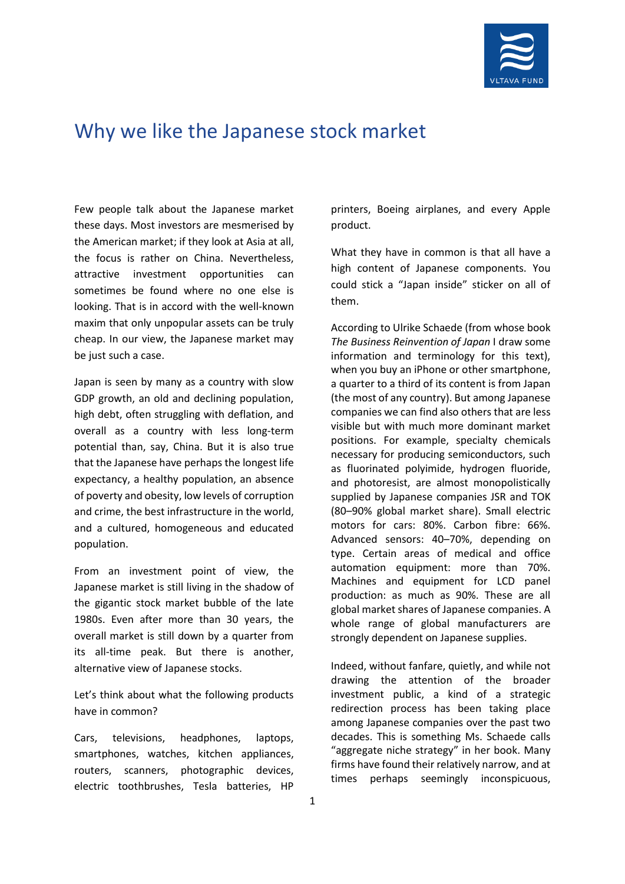# Why we like the Japanese stock market

Few people talk about the Japanese market these days. Most investors are mesmerised by the American market; if they look at Asia at all, the focus is rather on China. Nevertheless, attractive investment opportunities can sometimes be found where no one else is looking. That is in accord with the well-known maxim that only unpopular assets can be truly cheap. In our view, the Japanese market may be just such a case.

Japan is seen by many as a country with slow GDP growth, an old and declining population, high debt, often struggling with deflation, and overall as a country with less long-term potential than, say, China. But it is also true that the Japanese have perhaps the longest life expectancy, a healthy population, an absence of poverty and obesity, low levels of corruption and crime, the best infrastructure in the world, and a cultured, homogeneous and educated population.

From an investment point of view, the Japanese market is still living in the shadow of the gigantic stock market bubble of the late 1980s. Even after more than 30 years, the overall market is still down by a quarter from its all-time peak. But there is another, alternative view of Japanese stocks.

Let's think about what the following products have in common?

Cars, televisions, headphones, laptops, smartphones, watches, kitchen appliances, routers, scanners, photographic devices, electric toothbrushes, Tesla batteries, HP printers, Boeing airplanes, and every Apple product.

What they have in common is that all have a high content of Japanese components. You could stick a "Japan inside" sticker on all of them.

According to Ulrike Schaede (from whose book *The Business Reinvention of Japan* I draw some information and terminology for this text), when you buy an iPhone or other smartphone, a quarter to a third of its content is from Japan (the most of any country). But among Japanese companies we can find also others that are less visible but with much more dominant market positions. For example, specialty chemicals necessary for producing semiconductors, such as fluorinated polyimide, hydrogen fluoride, and photoresist, are almost monopolistically supplied by Japanese companies JSR and TOK (80–90% global market share). Small electric motors for cars: 80%. Carbon fibre: 66%. Advanced sensors: 40–70%, depending on type. Certain areas of medical and office automation equipment: more than 70%. Machines and equipment for LCD panel production: as much as 90%. These are all global market shares of Japanese companies. A whole range of global manufacturers are strongly dependent on Japanese supplies.

Indeed, without fanfare, quietly, and while not drawing the attention of the broader investment public, a kind of a strategic redirection process has been taking place among Japanese companies over the past two decades. This is something Ms. Schaede calls "aggregate niche strategy" in her book. Many firms have found their relatively narrow, and at times perhaps seemingly inconspicuous,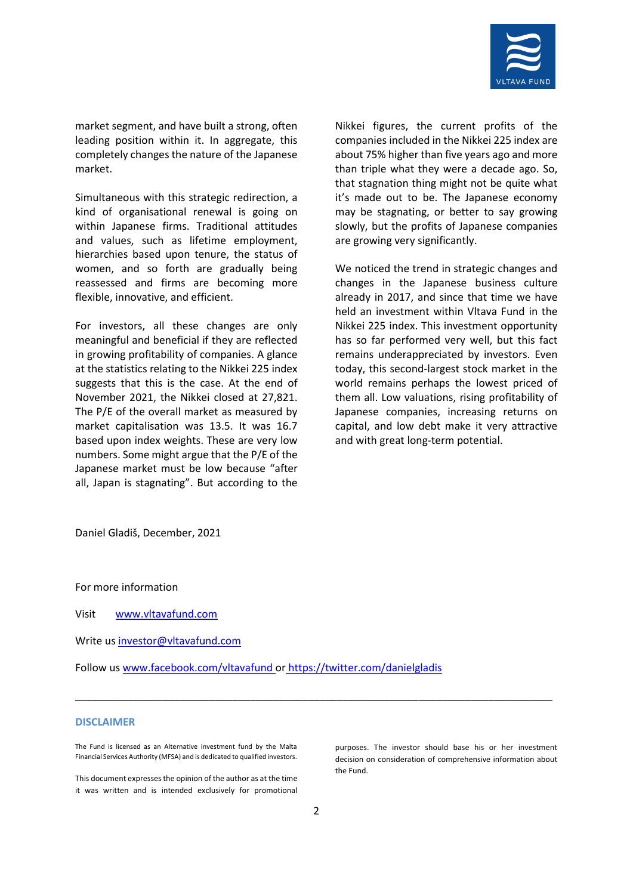market segment, and have built a strong, often leading position within it. In aggregate, this completely changes the nature of the Japanese market.

Simultaneous with this strategic redirection, a kind of organisational renewal is going on within Japanese firms. Traditional attitudes and values, such as lifetime employment, hierarchies based upon tenure, the status of women, and so forth are gradually being reassessed and firms are becoming more flexible, innovative, and efficient.

For investors, all these changes are only meaningful and beneficial if they are reflected in growing profitability of companies. A glance at the statistics relating to the Nikkei 225 index suggests that this is the case. At the end of November 2021, the Nikkei closed at 27,821. The P/E of the overall market as measured by market capitalisation was 13.5. It was 16.7 based upon index weights. These are very low numbers. Some might argue that the P/E of the Japanese market must be low because "after all, Japan is stagnating". But according to the Nikkei figures, the current profits of the companies included in the Nikkei 225 index are about 75% higher than five years ago and more than triple what they were a decade ago. So, that stagnation thing might not be quite what it's made out to be. The Japanese economy may be stagnating, or better to say growing slowly, but the profits of Japanese companies are growing very significantly.

We noticed the trend in strategic changes and changes in the Japanese business culture already in 2017, and since that time we have held an investment within Vltava Fund in the Nikkei 225 index. This investment opportunity has so far performed very well, but this fact remains underappreciated by investors. Even today, this second-largest stock market in the world remains perhaps the lowest priced of them all. Low valuations, rising profitability of Japanese companies, increasing returns on capital, and low debt make it very attractive and with great long-term potential.

Daniel Gladiš, December, 2021

For more information

Visit [www.vltavafund.com](http://www.vltavafund.com)

Write us [investor@vltavafund.com](mailto:investor@vltavafund.com)

Follow us [www.facebook.com/vltavafund](http://www.facebook.com/vltavafund) or [https://twitter.com/danielgladis](https://twitter.com/danielgladis)

---

**DISCLAIMER**

The Fund is licensed as an Alternative investment fund by the Malta Financial Services Authority (MFSA) and is dedicated to qualified investors.

This document expresses the opinion of the author as at the time it was written and is intended exclusively for promotional purposes. The investor should base his or her investment decision on consideration of comprehensive information about the Fund.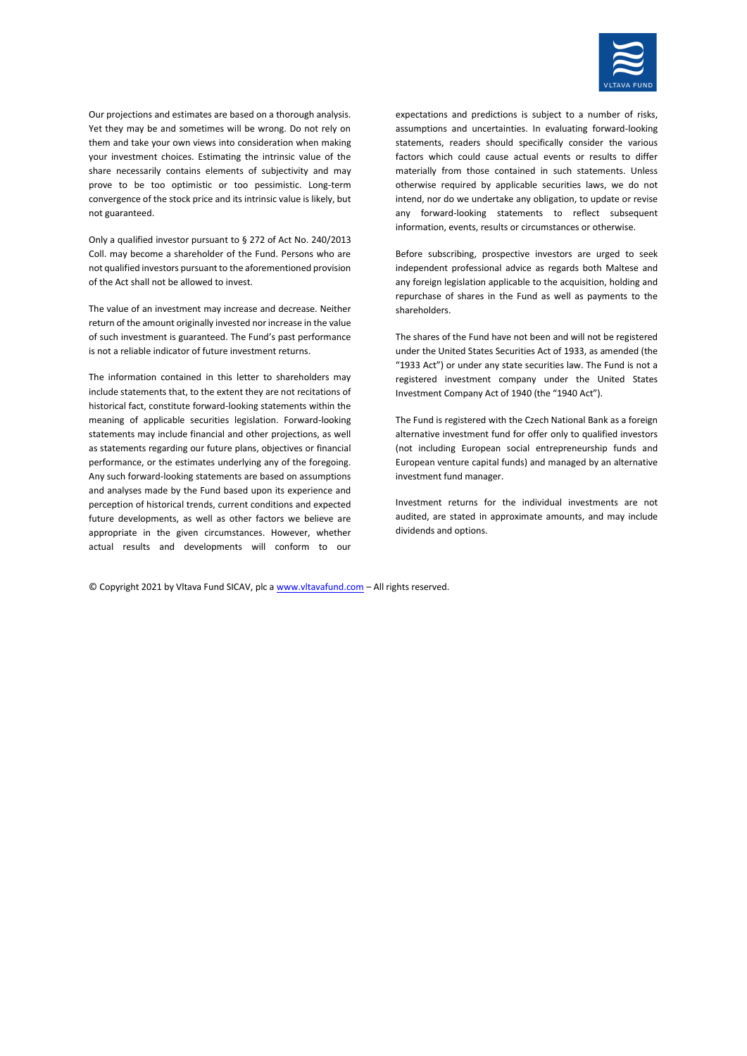Our projections and estimates are based on a thorough analysis. Yet they may be and sometimes will be wrong. Do not rely on them and take your own views into consideration when making your investment choices. Estimating the intrinsic value of the share necessarily contains elements of subjectivity and may prove to be too optimistic or too pessimistic. Long-term convergence of the stock price and its intrinsic value is likely, but not guaranteed.

Only a qualified investor pursuant to § 272 of Act No. 240/2013 Coll. may become a shareholder of the Fund. Persons who are not qualified investors pursuant to the aforementioned provision of the Act shall not be allowed to invest.

The value of an investment may increase and decrease. Neither return of the amount originally invested nor increase in the value of such investment is guaranteed. The Fund's past performance is not a reliable indicator of future investment returns.

The information contained in this letter to shareholders may include statements that, to the extent they are not recitations of historical fact, constitute forward-looking statements within the meaning of applicable securities legislation. Forward-looking statements may include financial and other projections, as well as statements regarding our future plans, objectives or financial performance, or the estimates underlying any of the foregoing. Any such forward-looking statements are based on assumptions and analyses made by the Fund based upon its experience and perception of historical trends, current conditions and expected future developments, as well as other factors we believe are appropriate in the given circumstances. However, whether actual results and developments will conform to our expectations and predictions is subject to a number of risks, assumptions and uncertainties. In evaluating forward-looking statements, readers should specifically consider the various factors which could cause actual events or results to differ materially from those contained in such statements. Unless otherwise required by applicable securities laws, we do not intend, nor do we undertake any obligation, to update or revise any forward-looking statements to reflect subsequent information, events, results or circumstances or otherwise.

Before subscribing, prospective investors are urged to seek independent professional advice as regards both Maltese and any foreign legislation applicable to the acquisition, holding and repurchase of shares in the Fund as well as payments to the shareholders.

The shares of the Fund have not been and will not be registered under the United States Securities Act of 1933, as amended (the "1933 Act") or under any state securities law. The Fund is not a registered investment company under the United States Investment Company Act of 1940 (the "1940 Act").

The Fund is registered with the Czech National Bank as a foreign alternative investment fund for offer only to qualified investors (not including European social entrepreneurship funds and European venture capital funds) and managed by an alternative investment fund manager.

Investment returns for the individual investments are not audited, are stated in approximate amounts, and may include dividends and options.

© Copyright 2021 by Vltava Fund SICAV, plc a www.vltavafund.com – All rights reserved.